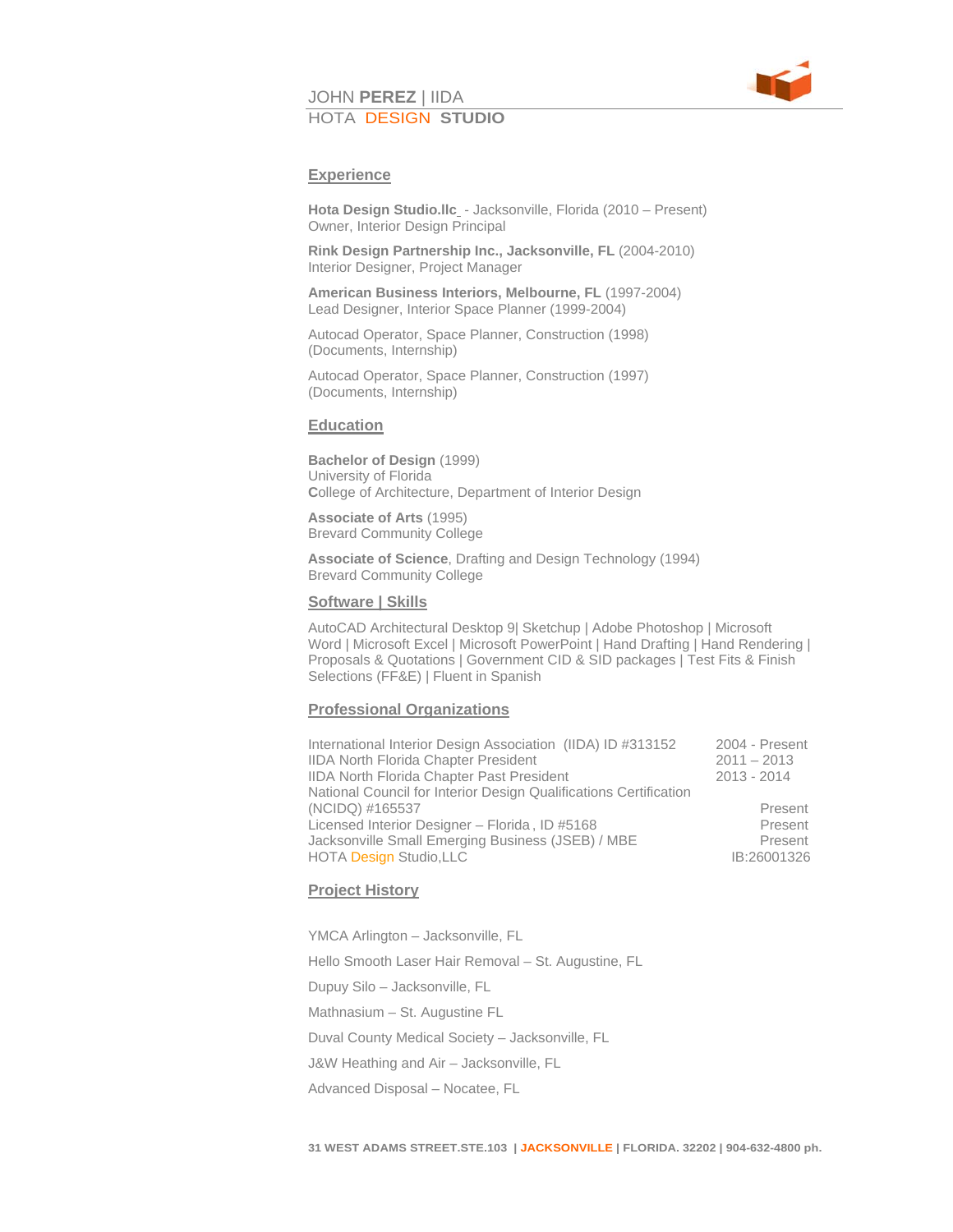JOHN **PEREZ** | IIDA

HOTA DESIGN **STUDIO**

## Experience

**Hota Design Studio.llc** - Jacksonville, Florida (2010 – Present)
Owner, Interior Design Principal

**Rink Design Partnership Inc., Jacksonville, FL** (2004-2010)
Interior Designer, Project Manager

**American Business Interiors, Melbourne, FL** (1997-2004)
Lead Designer, Interior Space Planner (1999-2004)

Autocad Operator, Space Planner, Construction (1998)
(Documents, Internship)

Autocad Operator, Space Planner, Construction (1997)
(Documents, Internship)

## Education

**Bachelor of Design** (1999)
University of Florida
**C**ollege of Architecture, Department of Interior Design

**Associate of Arts** (1995)
Brevard Community College

**Associate of Science**, Drafting and Design Technology (1994)
Brevard Community College

## Software | Skills

AutoCAD Architectural Desktop 9| Sketchup | Adobe Photoshop | Microsoft Word | Microsoft Excel | Microsoft PowerPoint | Hand Drafting | Hand Rendering | Proposals & Quotations | Government CID & SID packages | Test Fits & Finish Selections (FF&E) | Fluent in Spanish

## Professional Organizations

| | |
|---|---|
| International Interior Design Association (IIDA) ID #313152 | 2004 - Present |
| IIDA North Florida Chapter President | 2011 – 2013 |
| IIDA North Florida Chapter Past President | 2013 - 2014 |
| National Council for Interior Design Qualifications Certification (NCIDQ) #165537 | Present |
| Licensed Interior Designer – Florida , ID #5168 | Present |
| Jacksonville Small Emerging Business (JSEB) / MBE | Present |
| HOTA Design Studio,LLC | IB:26001326 |

## Project History

YMCA Arlington – Jacksonville, FL

Hello Smooth Laser Hair Removal – St. Augustine, FL

Dupuy Silo – Jacksonville, FL

Mathnasium – St. Augustine FL

Duval County Medical Society – Jacksonville, FL

J&W Heathing and Air – Jacksonville, FL

Advanced Disposal – Nocatee, FL

**31 WEST ADAMS STREET.STE.103 | JACKSONVILLE | FLORIDA. 32202 | 904-632-4800 ph.**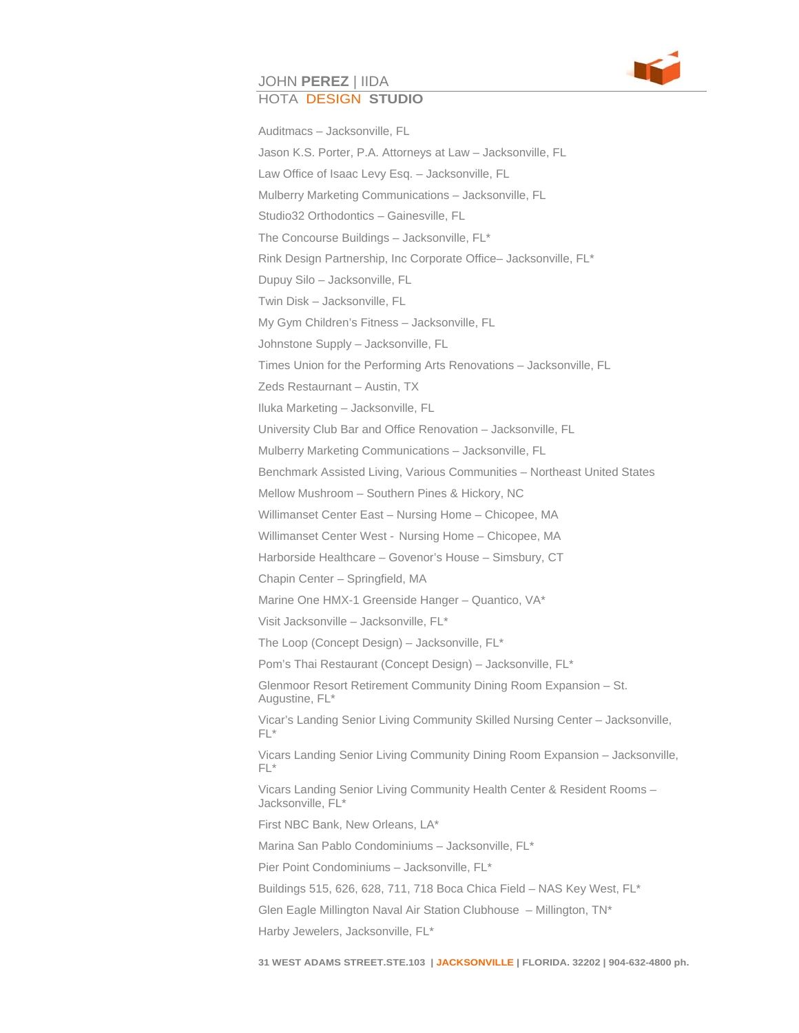Auditmacs – Jacksonville, FL

Jason K.S. Porter, P.A. Attorneys at Law – Jacksonville, FL

Law Office of Isaac Levy Esq. – Jacksonville, FL

Mulberry Marketing Communications – Jacksonville, FL

Studio32 Orthodontics – Gainesville, FL

The Concourse Buildings – Jacksonville, FL*

Rink Design Partnership, Inc Corporate Office– Jacksonville, FL*

Dupuy Silo – Jacksonville, FL

Twin Disk – Jacksonville, FL

My Gym Children's Fitness – Jacksonville, FL

Johnstone Supply – Jacksonville, FL

Times Union for the Performing Arts Renovations – Jacksonville, FL

Zeds Restaurnant – Austin, TX

Iluka Marketing – Jacksonville, FL

University Club Bar and Office Renovation – Jacksonville, FL

Mulberry Marketing Communications – Jacksonville, FL

Benchmark Assisted Living, Various Communities – Northeast United States

Mellow Mushroom – Southern Pines & Hickory, NC

Willimanset Center East – Nursing Home – Chicopee, MA

Willimanset Center West - Nursing Home – Chicopee, MA

Harborside Healthcare – Govenor's House – Simsbury, CT

Chapin Center – Springfield, MA

Marine One HMX-1 Greenside Hanger – Quantico, VA*

Visit Jacksonville – Jacksonville, FL*

The Loop (Concept Design) – Jacksonville, FL*

Pom's Thai Restaurant (Concept Design) – Jacksonville, FL*

Glenmoor Resort Retirement Community Dining Room Expansion – St. Augustine, FL*

Vicar's Landing Senior Living Community Skilled Nursing Center – Jacksonville, FL*

Vicars Landing Senior Living Community Dining Room Expansion – Jacksonville, FL*

Vicars Landing Senior Living Community Health Center & Resident Rooms – Jacksonville, FL*

First NBC Bank, New Orleans, LA*

Marina San Pablo Condominiums – Jacksonville, FL*

Pier Point Condominiums – Jacksonville, FL*

Buildings 515, 626, 628, 711, 718 Boca Chica Field – NAS Key West, FL*

Glen Eagle Millington Naval Air Station Clubhouse – Millington, TN*

Harby Jewelers, Jacksonville, FL*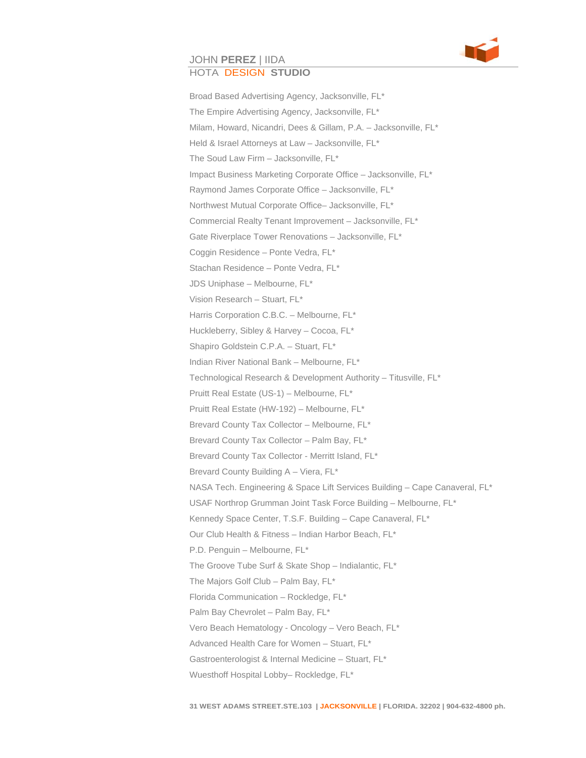Broad Based Advertising Agency, Jacksonville, FL*

The Empire Advertising Agency, Jacksonville, FL*

Milam, Howard, Nicandri, Dees & Gillam, P.A. – Jacksonville, FL*

Held & Israel Attorneys at Law – Jacksonville, FL*

The Soud Law Firm – Jacksonville, FL*

Impact Business Marketing Corporate Office – Jacksonville, FL*

Raymond James Corporate Office – Jacksonville, FL*

Northwest Mutual Corporate Office– Jacksonville, FL*

Commercial Realty Tenant Improvement – Jacksonville, FL*

Gate Riverplace Tower Renovations – Jacksonville, FL*

Coggin Residence – Ponte Vedra, FL*

Stachan Residence – Ponte Vedra, FL*

JDS Uniphase – Melbourne, FL*

Vision Research – Stuart, FL*

Harris Corporation C.B.C. – Melbourne, FL*

Huckleberry, Sibley & Harvey – Cocoa, FL*

Shapiro Goldstein C.P.A. – Stuart, FL*

Indian River National Bank – Melbourne, FL*

Technological Research & Development Authority – Titusville, FL*

Pruitt Real Estate (US-1) – Melbourne, FL*

Pruitt Real Estate (HW-192) – Melbourne, FL*

Brevard County Tax Collector – Melbourne, FL*

Brevard County Tax Collector – Palm Bay, FL*

Brevard County Tax Collector - Merritt Island, FL*

Brevard County Building A – Viera, FL*

NASA Tech. Engineering & Space Lift Services Building – Cape Canaveral, FL*

USAF Northrop Grumman Joint Task Force Building – Melbourne, FL*

Kennedy Space Center, T.S.F. Building – Cape Canaveral, FL*

Our Club Health & Fitness – Indian Harbor Beach, FL*

P.D. Penguin – Melbourne, FL*

The Groove Tube Surf & Skate Shop – Indialantic, FL*

The Majors Golf Club – Palm Bay, FL*

Florida Communication – Rockledge, FL*

Palm Bay Chevrolet – Palm Bay, FL*

Vero Beach Hematology - Oncology – Vero Beach, FL*

Advanced Health Care for Women – Stuart, FL*

Gastroenterologist & Internal Medicine – Stuart, FL*

Wuesthoff Hospital Lobby– Rockledge, FL*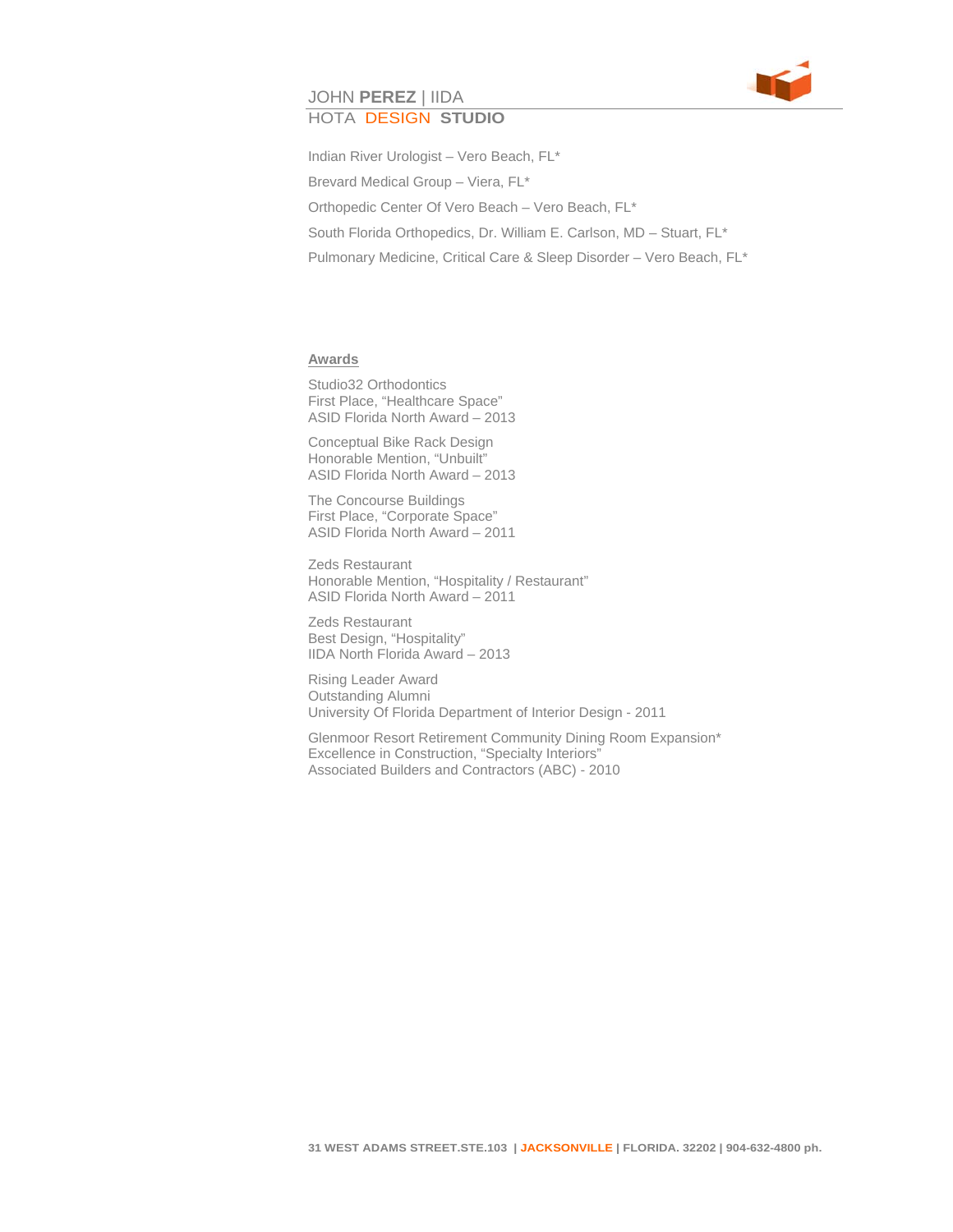Indian River Urologist – Vero Beach, FL*

Brevard Medical Group – Viera, FL*

Orthopedic Center Of Vero Beach – Vero Beach, FL*

South Florida Orthopedics, Dr. William E. Carlson, MD – Stuart, FL*

Pulmonary Medicine, Critical Care & Sleep Disorder – Vero Beach, FL*

## Awards

Studio32 Orthodontics
First Place, "Healthcare Space"
ASID Florida North Award – 2013

Conceptual Bike Rack Design
Honorable Mention, "Unbuilt"
ASID Florida North Award – 2013

The Concourse Buildings
First Place, "Corporate Space"
ASID Florida North Award – 2011

Zeds Restaurant
Honorable Mention, "Hospitality / Restaurant"
ASID Florida North Award – 2011

Zeds Restaurant
Best Design, "Hospitality"
IIDA North Florida Award – 2013

Rising Leader Award
Outstanding Alumni
University Of Florida Department of Interior Design - 2011

Glenmoor Resort Retirement Community Dining Room Expansion*
Excellence in Construction, "Specialty Interiors"
Associated Builders and Contractors (ABC) - 2010